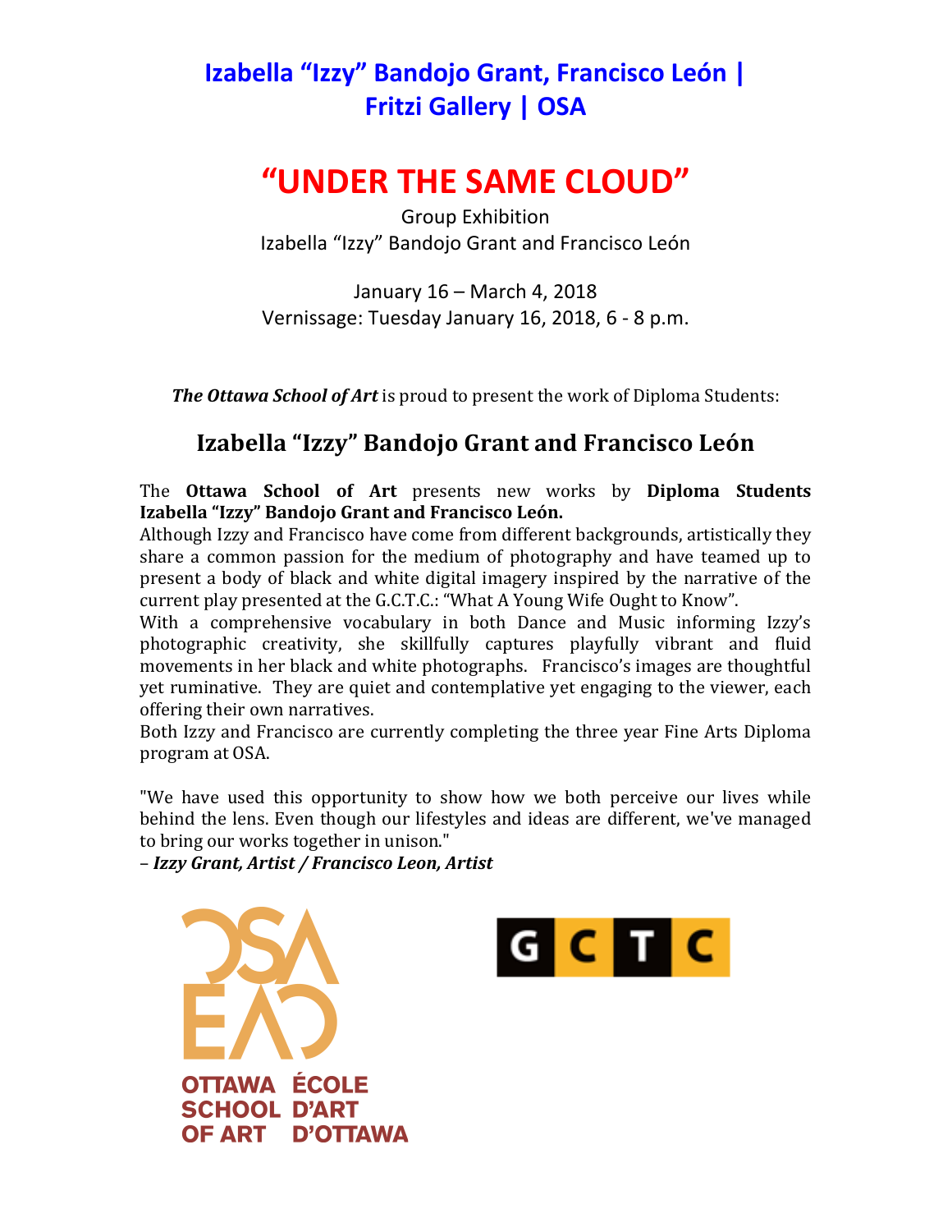## Izabella "Izzy" Bandojo Grant, Francisco León | Fritzi Gallery | OSA

# "UNDER THE SAME CLOUD"

Group Exhibition
Izabella "Izzy" Bandojo Grant and Francisco León

January 16 – March 4, 2018
Vernissage: Tuesday January 16, 2018, 6 - 8 p.m.

***The Ottawa School of Art*** is proud to present the work of Diploma Students:

## Izabella "Izzy" Bandojo Grant and Francisco León

The **Ottawa School of Art** presents new works by **Diploma Students Izabella "Izzy" Bandojo Grant and Francisco León.**
Although Izzy and Francisco have come from different backgrounds, artistically they share a common passion for the medium of photography and have teamed up to present a body of black and white digital imagery inspired by the narrative of the current play presented at the G.C.T.C.: "What A Young Wife Ought to Know".
With a comprehensive vocabulary in both Dance and Music informing Izzy's photographic creativity, she skillfully captures playfully vibrant and fluid movements in her black and white photographs. Francisco's images are thoughtful yet ruminative. They are quiet and contemplative yet engaging to the viewer, each offering their own narratives.
Both Izzy and Francisco are currently completing the three year Fine Arts Diploma program at OSA.

"We have used this opportunity to show how we both perceive our lives while behind the lens. Even though our lifestyles and ideas are different, we've managed to bring our works together in unison."
– ***Izzy Grant, Artist / Francisco Leon, Artist***

OSA EAO
OTTAWA SCHOOL OF ART
ÉCOLE D'ART D'OTTAWA

GCTC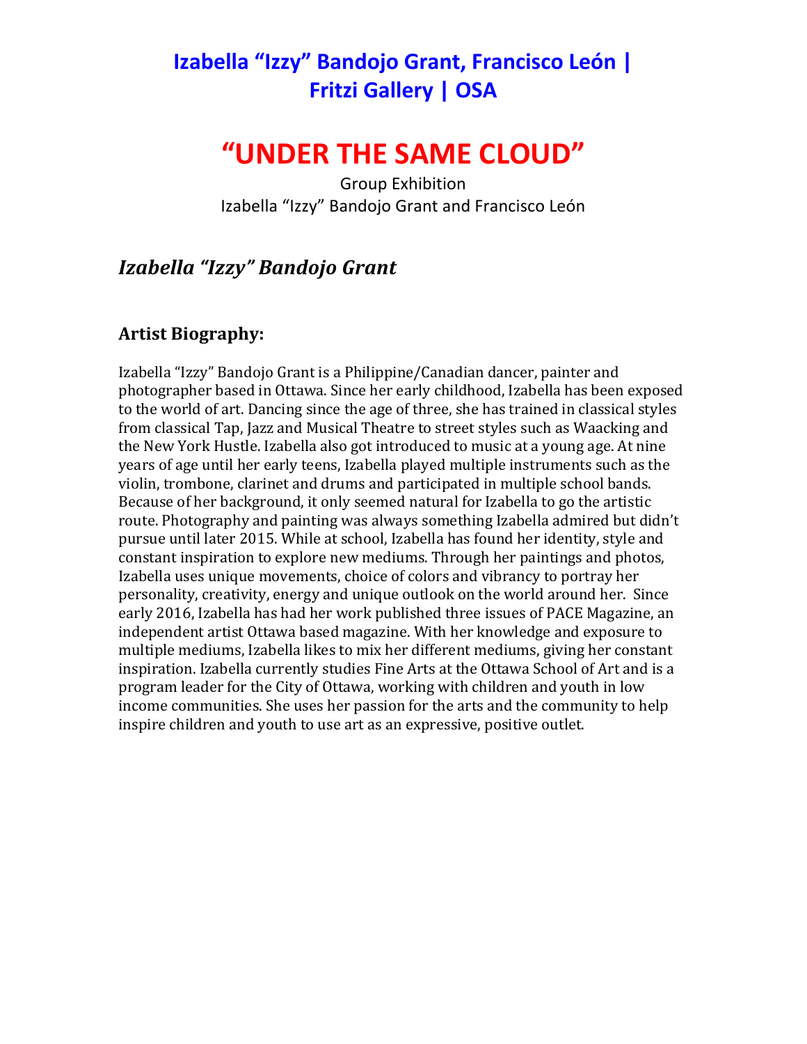## Izabella “Izzy” Bandojo Grant, Francisco León | Fritzi Gallery | OSA

# “UNDER THE SAME CLOUD”

Group Exhibition
Izabella “Izzy” Bandojo Grant and Francisco León

## *Izabella “Izzy” Bandojo Grant*

### Artist Biography:

Izabella “Izzy” Bandojo Grant is a Philippine/Canadian dancer, painter and photographer based in Ottawa. Since her early childhood, Izabella has been exposed to the world of art. Dancing since the age of three, she has trained in classical styles from classical Tap, Jazz and Musical Theatre to street styles such as Waacking and the New York Hustle. Izabella also got introduced to music at a young age. At nine years of age until her early teens, Izabella played multiple instruments such as the violin, trombone, clarinet and drums and participated in multiple school bands. Because of her background, it only seemed natural for Izabella to go the artistic route. Photography and painting was always something Izabella admired but didn’t pursue until later 2015. While at school, Izabella has found her identity, style and constant inspiration to explore new mediums. Through her paintings and photos, Izabella uses unique movements, choice of colors and vibrancy to portray her personality, creativity, energy and unique outlook on the world around her. Since early 2016, Izabella has had her work published three issues of PACE Magazine, an independent artist Ottawa based magazine. With her knowledge and exposure to multiple mediums, Izabella likes to mix her different mediums, giving her constant inspiration. Izabella currently studies Fine Arts at the Ottawa School of Art and is a program leader for the City of Ottawa, working with children and youth in low income communities. She uses her passion for the arts and the community to help inspire children and youth to use art as an expressive, positive outlet.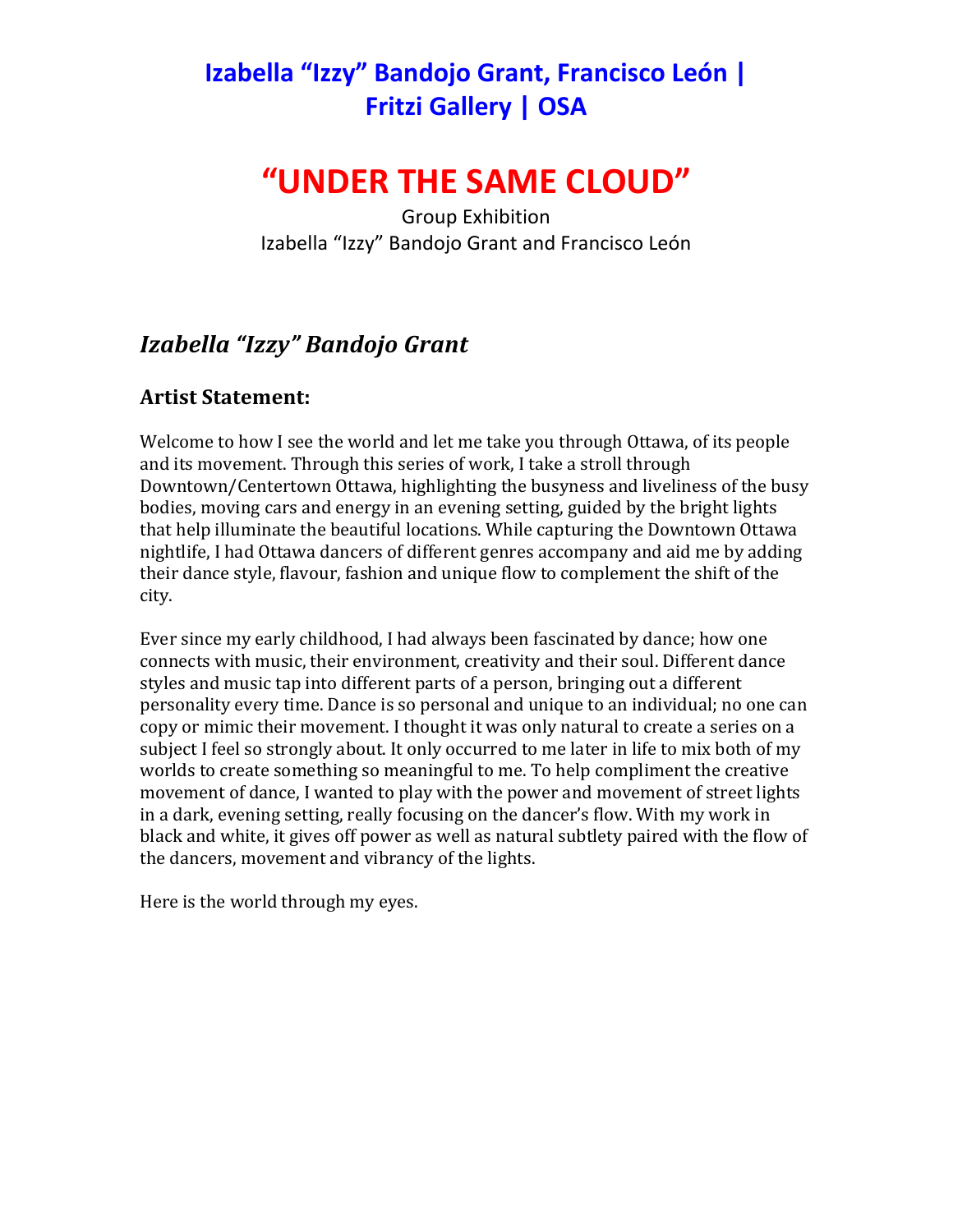## Izabella “Izzy” Bandojo Grant, Francisco León | Fritzi Gallery | OSA

# “UNDER THE SAME CLOUD”

Group Exhibition
Izabella “Izzy” Bandojo Grant and Francisco León

## *Izabella “Izzy” Bandojo Grant*

### Artist Statement:

Welcome to how I see the world and let me take you through Ottawa, of its people and its movement. Through this series of work, I take a stroll through Downtown/Centertown Ottawa, highlighting the busyness and liveliness of the busy bodies, moving cars and energy in an evening setting, guided by the bright lights that help illuminate the beautiful locations. While capturing the Downtown Ottawa nightlife, I had Ottawa dancers of different genres accompany and aid me by adding their dance style, flavour, fashion and unique flow to complement the shift of the city.

Ever since my early childhood, I had always been fascinated by dance; how one connects with music, their environment, creativity and their soul. Different dance styles and music tap into different parts of a person, bringing out a different personality every time. Dance is so personal and unique to an individual; no one can copy or mimic their movement. I thought it was only natural to create a series on a subject I feel so strongly about. It only occurred to me later in life to mix both of my worlds to create something so meaningful to me. To help compliment the creative movement of dance, I wanted to play with the power and movement of street lights in a dark, evening setting, really focusing on the dancer’s flow. With my work in black and white, it gives off power as well as natural subtlety paired with the flow of the dancers, movement and vibrancy of the lights.

Here is the world through my eyes.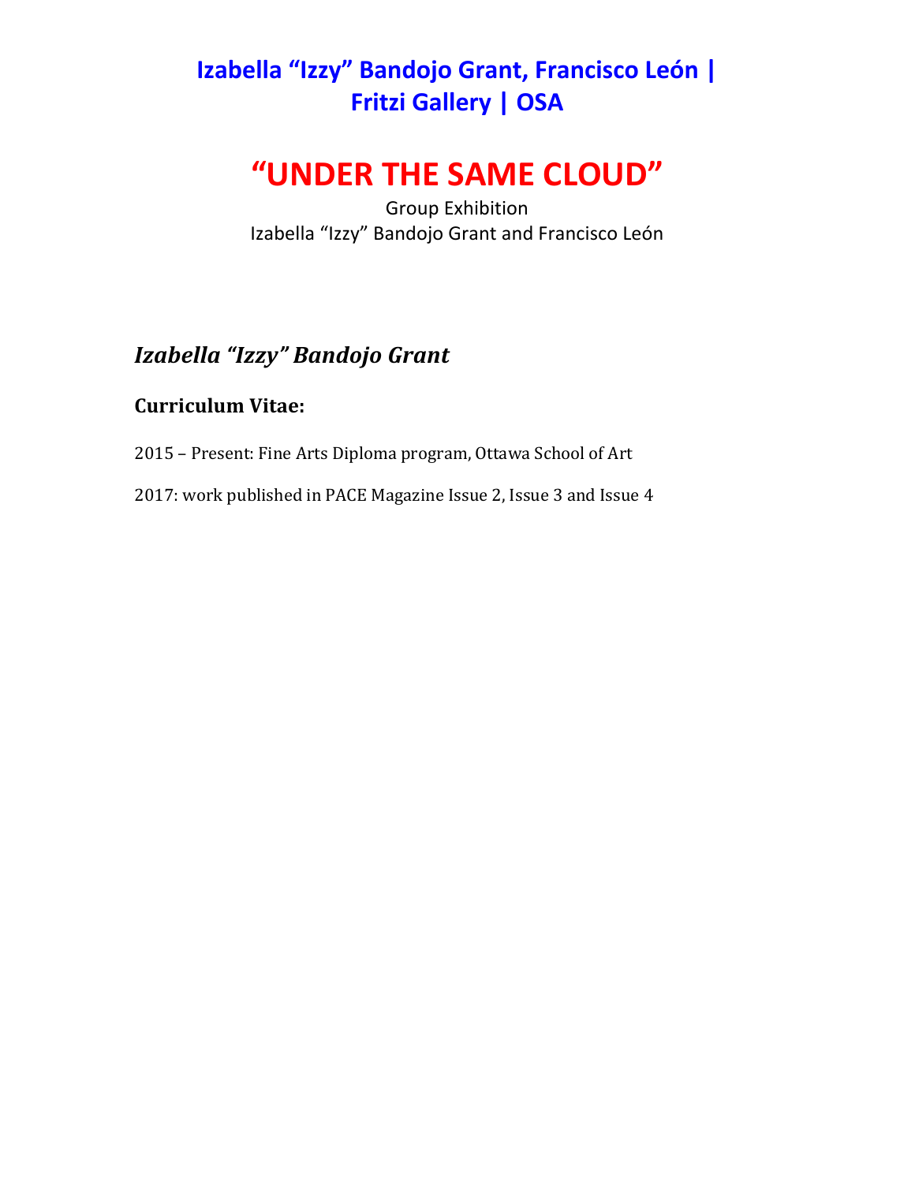# Izabella "Izzy" Bandojo Grant, Francisco León | Fritzi Gallery | OSA

# "UNDER THE SAME CLOUD"

Group Exhibition
Izabella "Izzy" Bandojo Grant and Francisco León

## *Izabella "Izzy" Bandojo Grant*

### Curriculum Vitae:

2015 – Present: Fine Arts Diploma program, Ottawa School of Art

2017: work published in PACE Magazine Issue 2, Issue 3 and Issue 4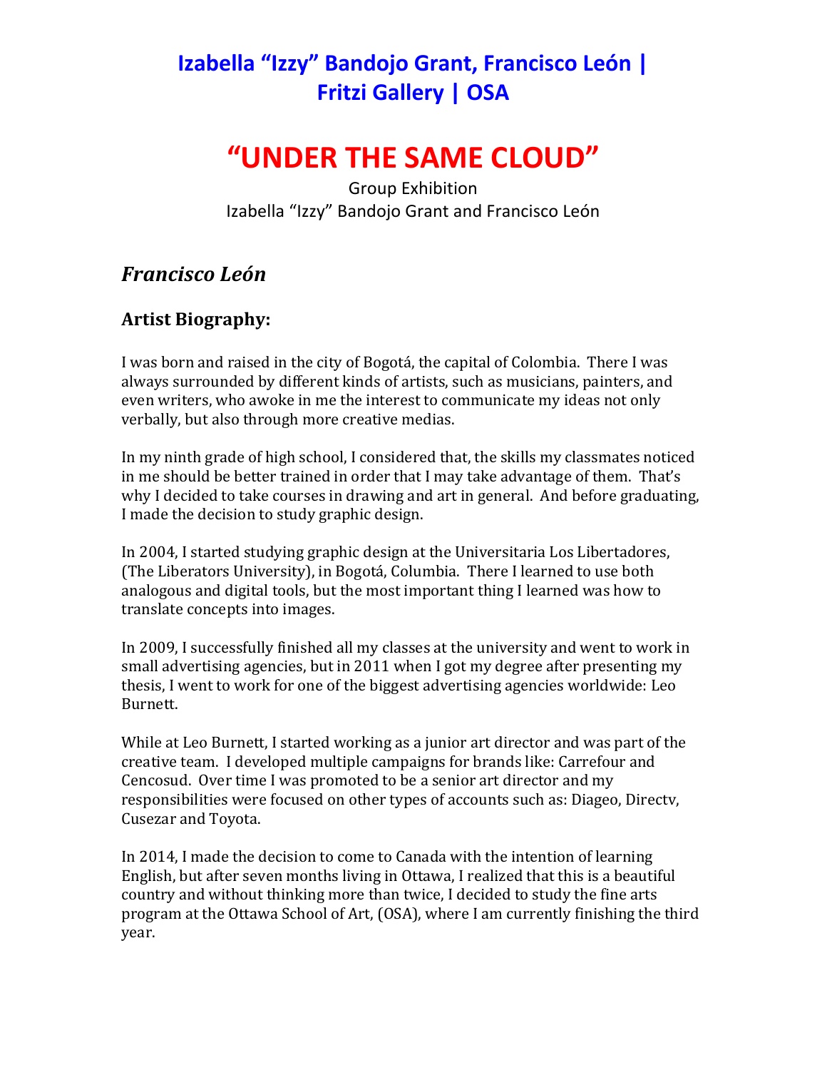# Izabella "Izzy" Bandojo Grant, Francisco León | Fritzi Gallery | OSA

# "UNDER THE SAME CLOUD"

Group Exhibition
Izabella "Izzy" Bandojo Grant and Francisco León

## *Francisco León*

### Artist Biography:

I was born and raised in the city of Bogotá, the capital of Colombia. There I was always surrounded by different kinds of artists, such as musicians, painters, and even writers, who awoke in me the interest to communicate my ideas not only verbally, but also through more creative medias.

In my ninth grade of high school, I considered that, the skills my classmates noticed in me should be better trained in order that I may take advantage of them. That's why I decided to take courses in drawing and art in general. And before graduating, I made the decision to study graphic design.

In 2004, I started studying graphic design at the Universitaria Los Libertadores, (The Liberators University), in Bogotá, Columbia. There I learned to use both analogous and digital tools, but the most important thing I learned was how to translate concepts into images.

In 2009, I successfully finished all my classes at the university and went to work in small advertising agencies, but in 2011 when I got my degree after presenting my thesis, I went to work for one of the biggest advertising agencies worldwide: Leo Burnett.

While at Leo Burnett, I started working as a junior art director and was part of the creative team. I developed multiple campaigns for brands like: Carrefour and Cencosud. Over time I was promoted to be a senior art director and my responsibilities were focused on other types of accounts such as: Diageo, Directv, Cusezar and Toyota.

In 2014, I made the decision to come to Canada with the intention of learning English, but after seven months living in Ottawa, I realized that this is a beautiful country and without thinking more than twice, I decided to study the fine arts program at the Ottawa School of Art, (OSA), where I am currently finishing the third year.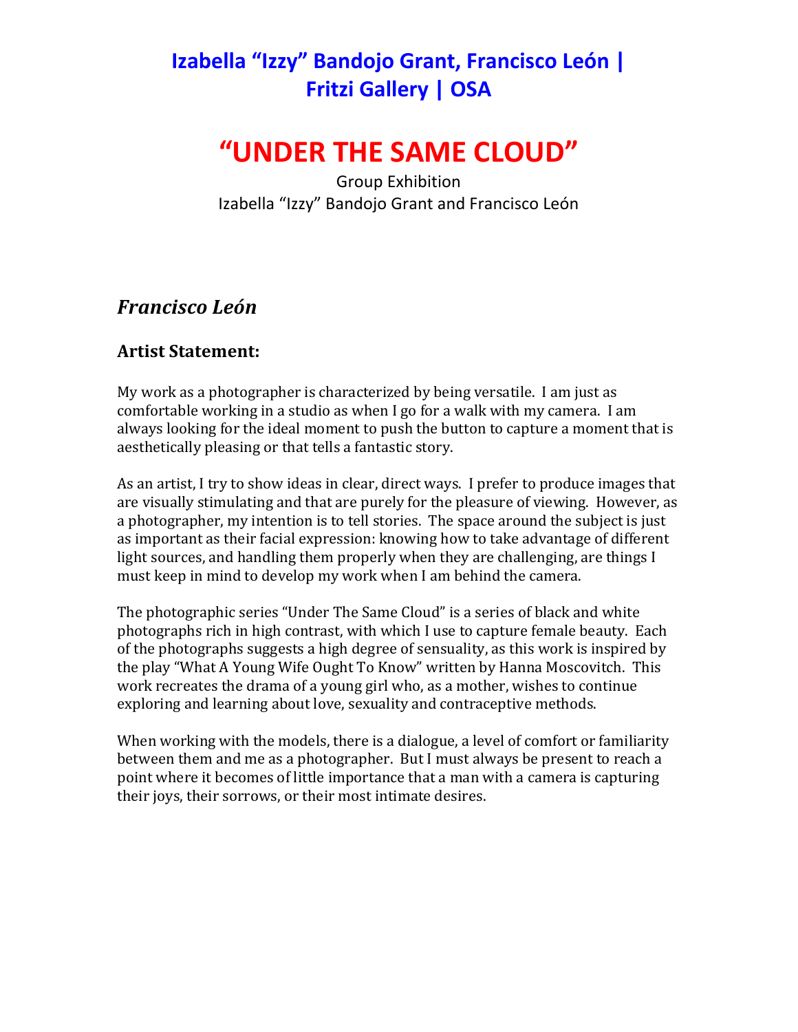# Izabella “Izzy” Bandojo Grant, Francisco León | Fritzi Gallery | OSA

# “UNDER THE SAME CLOUD”

Group Exhibition
Izabella “Izzy” Bandojo Grant and Francisco León

## *Francisco León*

### Artist Statement:

My work as a photographer is characterized by being versatile. I am just as comfortable working in a studio as when I go for a walk with my camera. I am always looking for the ideal moment to push the button to capture a moment that is aesthetically pleasing or that tells a fantastic story.

As an artist, I try to show ideas in clear, direct ways. I prefer to produce images that are visually stimulating and that are purely for the pleasure of viewing. However, as a photographer, my intention is to tell stories. The space around the subject is just as important as their facial expression: knowing how to take advantage of different light sources, and handling them properly when they are challenging, are things I must keep in mind to develop my work when I am behind the camera.

The photographic series “Under The Same Cloud” is a series of black and white photographs rich in high contrast, with which I use to capture female beauty. Each of the photographs suggests a high degree of sensuality, as this work is inspired by the play “What A Young Wife Ought To Know” written by Hanna Moscovitch. This work recreates the drama of a young girl who, as a mother, wishes to continue exploring and learning about love, sexuality and contraceptive methods.

When working with the models, there is a dialogue, a level of comfort or familiarity between them and me as a photographer. But I must always be present to reach a point where it becomes of little importance that a man with a camera is capturing their joys, their sorrows, or their most intimate desires.